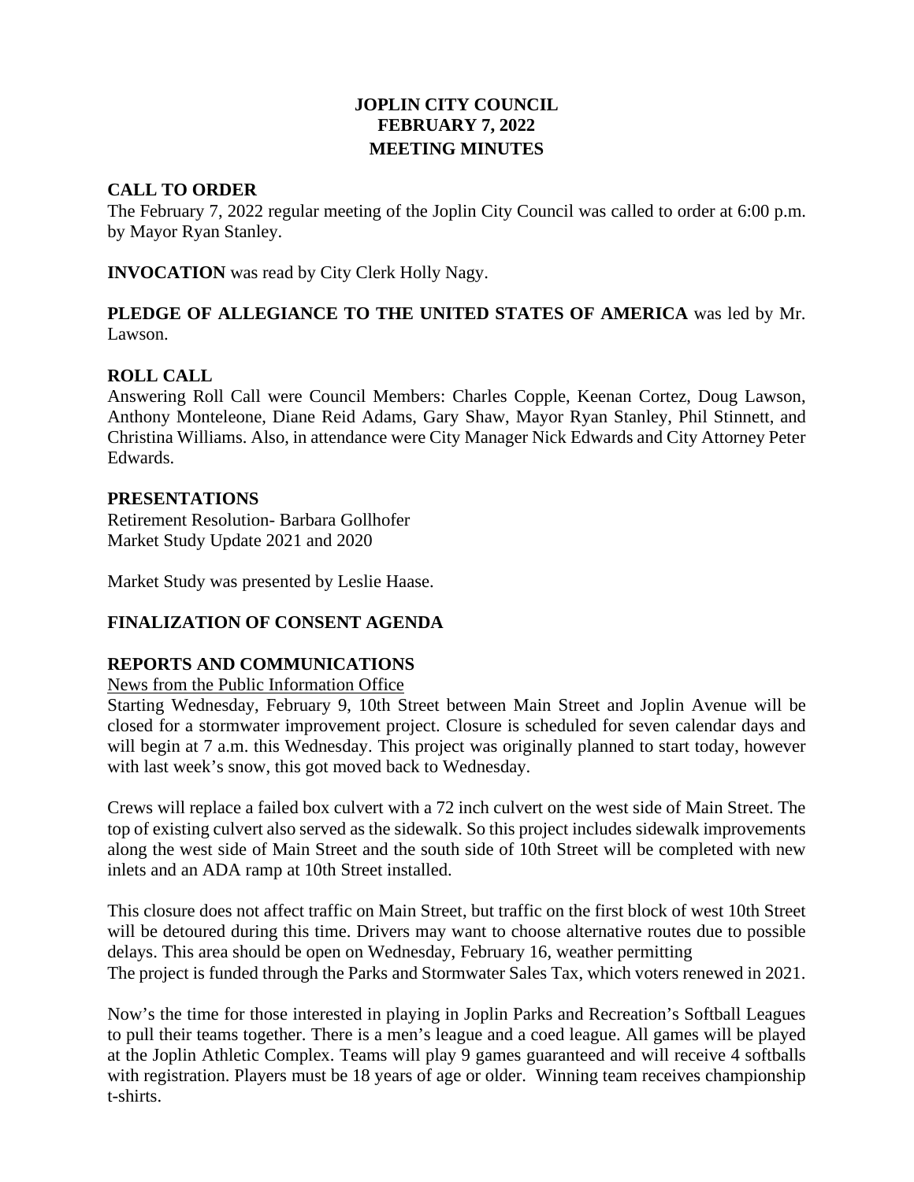# JOPLIN CITY COUNCIL
# FEBRUARY 7, 2022
# MEETING MINUTES

## CALL TO ORDER

The February 7, 2022 regular meeting of the Joplin City Council was called to order at 6:00 p.m. by Mayor Ryan Stanley.

**INVOCATION** was read by City Clerk Holly Nagy.

**PLEDGE OF ALLEGIANCE TO THE UNITED STATES OF AMERICA** was led by Mr. Lawson.

## ROLL CALL

Answering Roll Call were Council Members: Charles Copple, Keenan Cortez, Doug Lawson, Anthony Monteleone, Diane Reid Adams, Gary Shaw, Mayor Ryan Stanley, Phil Stinnett, and Christina Williams. Also, in attendance were City Manager Nick Edwards and City Attorney Peter Edwards.

## PRESENTATIONS

Retirement Resolution- Barbara Gollhofer
Market Study Update 2021 and 2020

Market Study was presented by Leslie Haase.

## FINALIZATION OF CONSENT AGENDA

## REPORTS AND COMMUNICATIONS

News from the Public Information Office

Starting Wednesday, February 9, 10th Street between Main Street and Joplin Avenue will be closed for a stormwater improvement project. Closure is scheduled for seven calendar days and will begin at 7 a.m. this Wednesday. This project was originally planned to start today, however with last week's snow, this got moved back to Wednesday.

Crews will replace a failed box culvert with a 72 inch culvert on the west side of Main Street. The top of existing culvert also served as the sidewalk. So this project includes sidewalk improvements along the west side of Main Street and the south side of 10th Street will be completed with new inlets and an ADA ramp at 10th Street installed.

This closure does not affect traffic on Main Street, but traffic on the first block of west 10th Street will be detoured during this time. Drivers may want to choose alternative routes due to possible delays. This area should be open on Wednesday, February 16, weather permitting
The project is funded through the Parks and Stormwater Sales Tax, which voters renewed in 2021.

Now's the time for those interested in playing in Joplin Parks and Recreation's Softball Leagues to pull their teams together. There is a men's league and a coed league. All games will be played at the Joplin Athletic Complex. Teams will play 9 games guaranteed and will receive 4 softballs with registration. Players must be 18 years of age or older. Winning team receives championship t-shirts.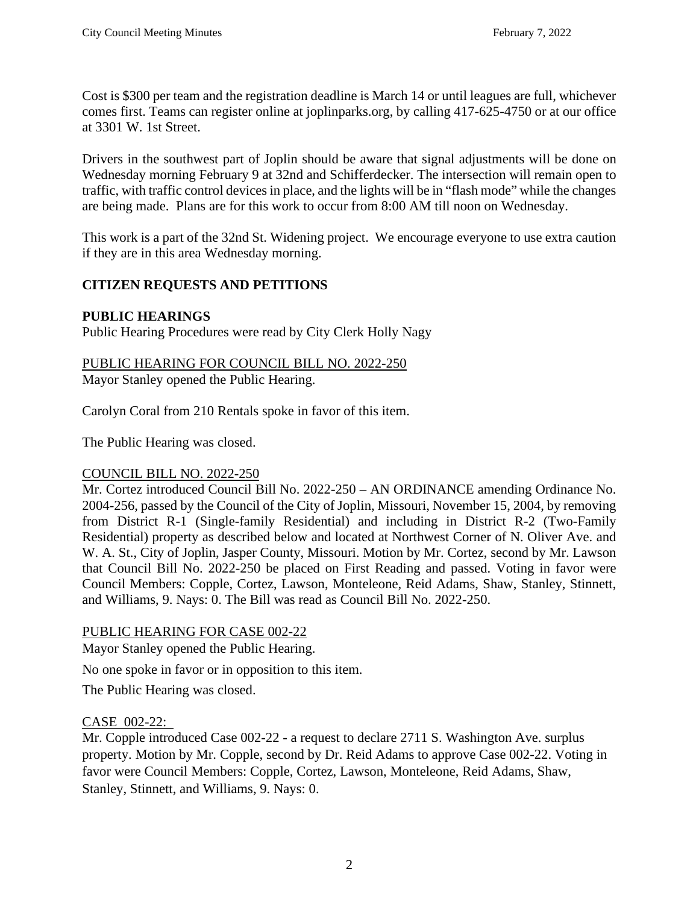Cost is $300 per team and the registration deadline is March 14 or until leagues are full, whichever comes first. Teams can register online at joplinparks.org, by calling 417-625-4750 or at our office at 3301 W. 1st Street.

Drivers in the southwest part of Joplin should be aware that signal adjustments will be done on Wednesday morning February 9 at 32nd and Schifferdecker. The intersection will remain open to traffic, with traffic control devices in place, and the lights will be in "flash mode" while the changes are being made. Plans are for this work to occur from 8:00 AM till noon on Wednesday.

This work is a part of the 32nd St. Widening project. We encourage everyone to use extra caution if they are in this area Wednesday morning.

## CITIZEN REQUESTS AND PETITIONS

## PUBLIC HEARINGS

Public Hearing Procedures were read by City Clerk Holly Nagy

PUBLIC HEARING FOR COUNCIL BILL NO. 2022-250

Mayor Stanley opened the Public Hearing.

Carolyn Coral from 210 Rentals spoke in favor of this item.

The Public Hearing was closed.

COUNCIL BILL NO. 2022-250

Mr. Cortez introduced Council Bill No. 2022-250 – AN ORDINANCE amending Ordinance No. 2004-256, passed by the Council of the City of Joplin, Missouri, November 15, 2004, by removing from District R-1 (Single-family Residential) and including in District R-2 (Two-Family Residential) property as described below and located at Northwest Corner of N. Oliver Ave. and W. A. St., City of Joplin, Jasper County, Missouri. Motion by Mr. Cortez, second by Mr. Lawson that Council Bill No. 2022-250 be placed on First Reading and passed. Voting in favor were Council Members: Copple, Cortez, Lawson, Monteleone, Reid Adams, Shaw, Stanley, Stinnett, and Williams, 9. Nays: 0. The Bill was read as Council Bill No. 2022-250.

PUBLIC HEARING FOR CASE 002-22

Mayor Stanley opened the Public Hearing.

No one spoke in favor or in opposition to this item.

The Public Hearing was closed.

CASE 002-22:

Mr. Copple introduced Case 002-22 - a request to declare 2711 S. Washington Ave. surplus property. Motion by Mr. Copple, second by Dr. Reid Adams to approve Case 002-22. Voting in favor were Council Members: Copple, Cortez, Lawson, Monteleone, Reid Adams, Shaw, Stanley, Stinnett, and Williams, 9. Nays: 0.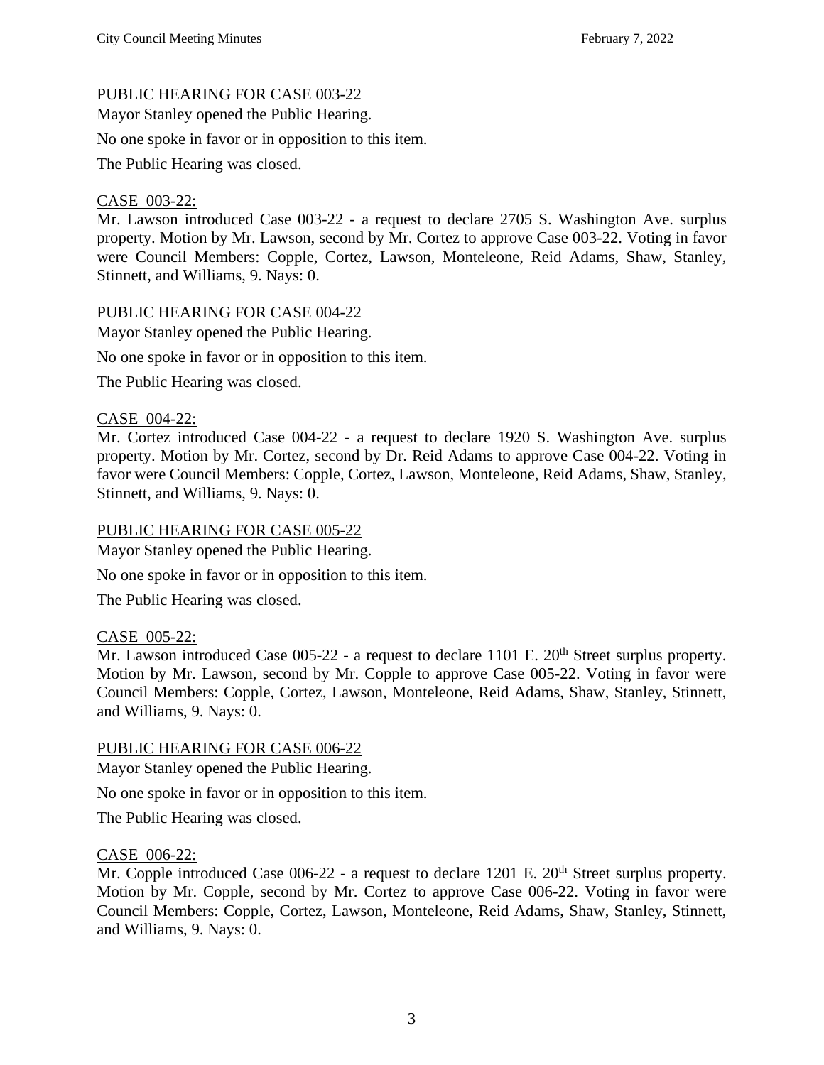PUBLIC HEARING FOR CASE 003-22

Mayor Stanley opened the Public Hearing.

No one spoke in favor or in opposition to this item.

The Public Hearing was closed.

CASE 003-22:

Mr. Lawson introduced Case 003-22 - a request to declare 2705 S. Washington Ave. surplus property. Motion by Mr. Lawson, second by Mr. Cortez to approve Case 003-22. Voting in favor were Council Members: Copple, Cortez, Lawson, Monteleone, Reid Adams, Shaw, Stanley, Stinnett, and Williams, 9. Nays: 0.

PUBLIC HEARING FOR CASE 004-22

Mayor Stanley opened the Public Hearing.

No one spoke in favor or in opposition to this item.

The Public Hearing was closed.

CASE 004-22:

Mr. Cortez introduced Case 004-22 - a request to declare 1920 S. Washington Ave. surplus property. Motion by Mr. Cortez, second by Dr. Reid Adams to approve Case 004-22. Voting in favor were Council Members: Copple, Cortez, Lawson, Monteleone, Reid Adams, Shaw, Stanley, Stinnett, and Williams, 9. Nays: 0.

PUBLIC HEARING FOR CASE 005-22

Mayor Stanley opened the Public Hearing.

No one spoke in favor or in opposition to this item.

The Public Hearing was closed.

CASE 005-22:

Mr. Lawson introduced Case 005-22 - a request to declare 1101 E. 20th Street surplus property. Motion by Mr. Lawson, second by Mr. Copple to approve Case 005-22. Voting in favor were Council Members: Copple, Cortez, Lawson, Monteleone, Reid Adams, Shaw, Stanley, Stinnett, and Williams, 9. Nays: 0.

PUBLIC HEARING FOR CASE 006-22

Mayor Stanley opened the Public Hearing.

No one spoke in favor or in opposition to this item.

The Public Hearing was closed.

CASE 006-22:

Mr. Copple introduced Case 006-22 - a request to declare 1201 E. 20th Street surplus property. Motion by Mr. Copple, second by Mr. Cortez to approve Case 006-22. Voting in favor were Council Members: Copple, Cortez, Lawson, Monteleone, Reid Adams, Shaw, Stanley, Stinnett, and Williams, 9. Nays: 0.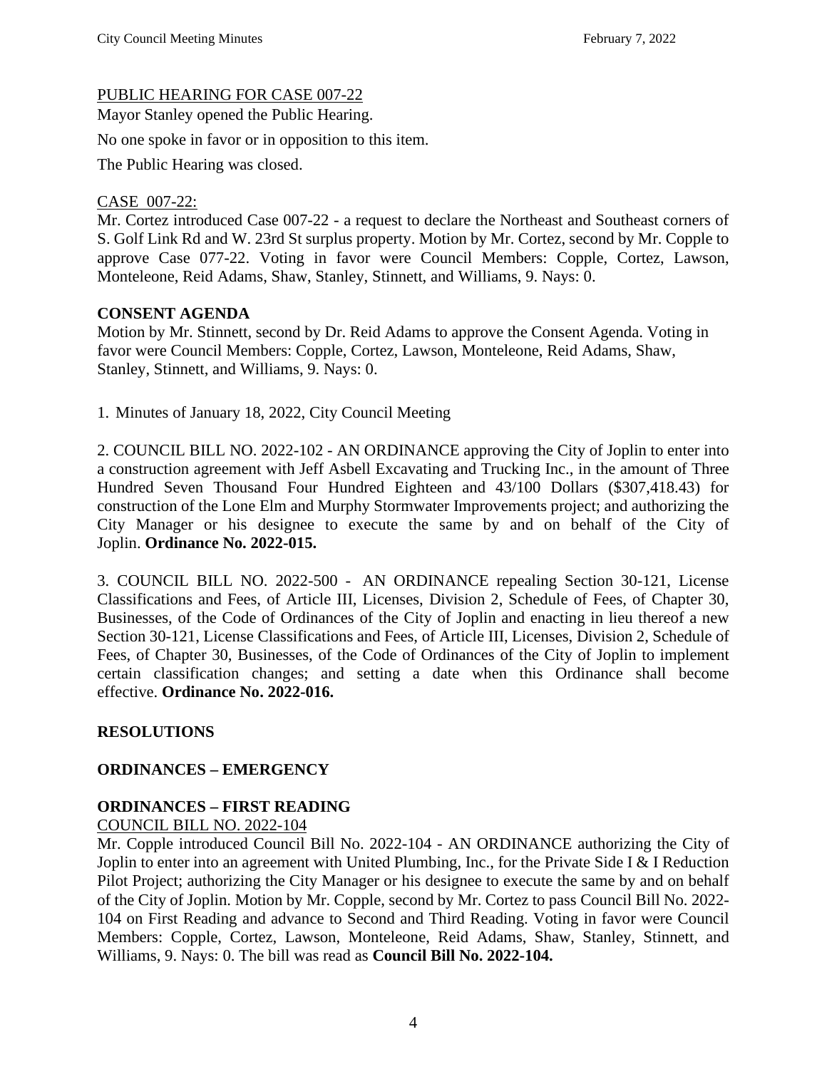PUBLIC HEARING FOR CASE 007-22

Mayor Stanley opened the Public Hearing.

No one spoke in favor or in opposition to this item.

The Public Hearing was closed.

CASE 007-22:

Mr. Cortez introduced Case 007-22 - a request to declare the Northeast and Southeast corners of S. Golf Link Rd and W. 23rd St surplus property. Motion by Mr. Cortez, second by Mr. Copple to approve Case 077-22. Voting in favor were Council Members: Copple, Cortez, Lawson, Monteleone, Reid Adams, Shaw, Stanley, Stinnett, and Williams, 9. Nays: 0.

## CONSENT AGENDA

Motion by Mr. Stinnett, second by Dr. Reid Adams to approve the Consent Agenda. Voting in favor were Council Members: Copple, Cortez, Lawson, Monteleone, Reid Adams, Shaw, Stanley, Stinnett, and Williams, 9. Nays: 0.

1. Minutes of January 18, 2022, City Council Meeting

2. COUNCIL BILL NO. 2022-102 - AN ORDINANCE approving the City of Joplin to enter into a construction agreement with Jeff Asbell Excavating and Trucking Inc., in the amount of Three Hundred Seven Thousand Four Hundred Eighteen and 43/100 Dollars ($307,418.43) for construction of the Lone Elm and Murphy Stormwater Improvements project; and authorizing the City Manager or his designee to execute the same by and on behalf of the City of Joplin. **Ordinance No. 2022-015.**

3. COUNCIL BILL NO. 2022-500 - AN ORDINANCE repealing Section 30-121, License Classifications and Fees, of Article III, Licenses, Division 2, Schedule of Fees, of Chapter 30, Businesses, of the Code of Ordinances of the City of Joplin and enacting in lieu thereof a new Section 30-121, License Classifications and Fees, of Article III, Licenses, Division 2, Schedule of Fees, of Chapter 30, Businesses, of the Code of Ordinances of the City of Joplin to implement certain classification changes; and setting a date when this Ordinance shall become effective. **Ordinance No. 2022-016.**

## RESOLUTIONS

## ORDINANCES – EMERGENCY

## ORDINANCES – FIRST READING

COUNCIL BILL NO. 2022-104

Mr. Copple introduced Council Bill No. 2022-104 - AN ORDINANCE authorizing the City of Joplin to enter into an agreement with United Plumbing, Inc., for the Private Side I & I Reduction Pilot Project; authorizing the City Manager or his designee to execute the same by and on behalf of the City of Joplin. Motion by Mr. Copple, second by Mr. Cortez to pass Council Bill No. 2022-104 on First Reading and advance to Second and Third Reading. Voting in favor were Council Members: Copple, Cortez, Lawson, Monteleone, Reid Adams, Shaw, Stanley, Stinnett, and Williams, 9. Nays: 0. The bill was read as **Council Bill No. 2022-104.**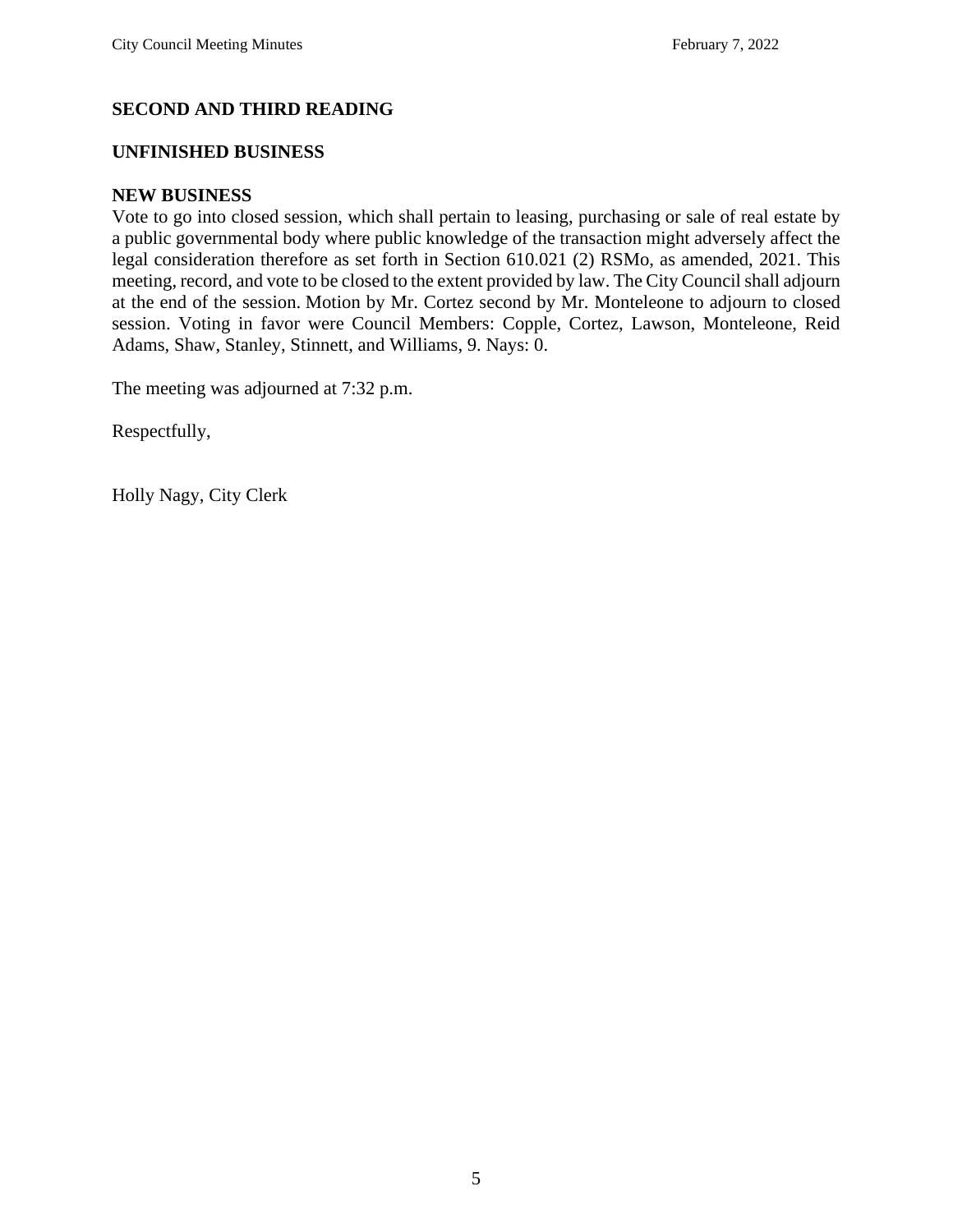**SECOND AND THIRD READING**

**UNFINISHED BUSINESS**

**NEW BUSINESS**

Vote to go into closed session, which shall pertain to leasing, purchasing or sale of real estate by a public governmental body where public knowledge of the transaction might adversely affect the legal consideration therefore as set forth in Section 610.021 (2) RSMo, as amended, 2021. This meeting, record, and vote to be closed to the extent provided by law. The City Council shall adjourn at the end of the session. Motion by Mr. Cortez second by Mr. Monteleone to adjourn to closed session. Voting in favor were Council Members: Copple, Cortez, Lawson, Monteleone, Reid Adams, Shaw, Stanley, Stinnett, and Williams, 9. Nays: 0.

The meeting was adjourned at 7:32 p.m.

Respectfully,

Holly Nagy, City Clerk